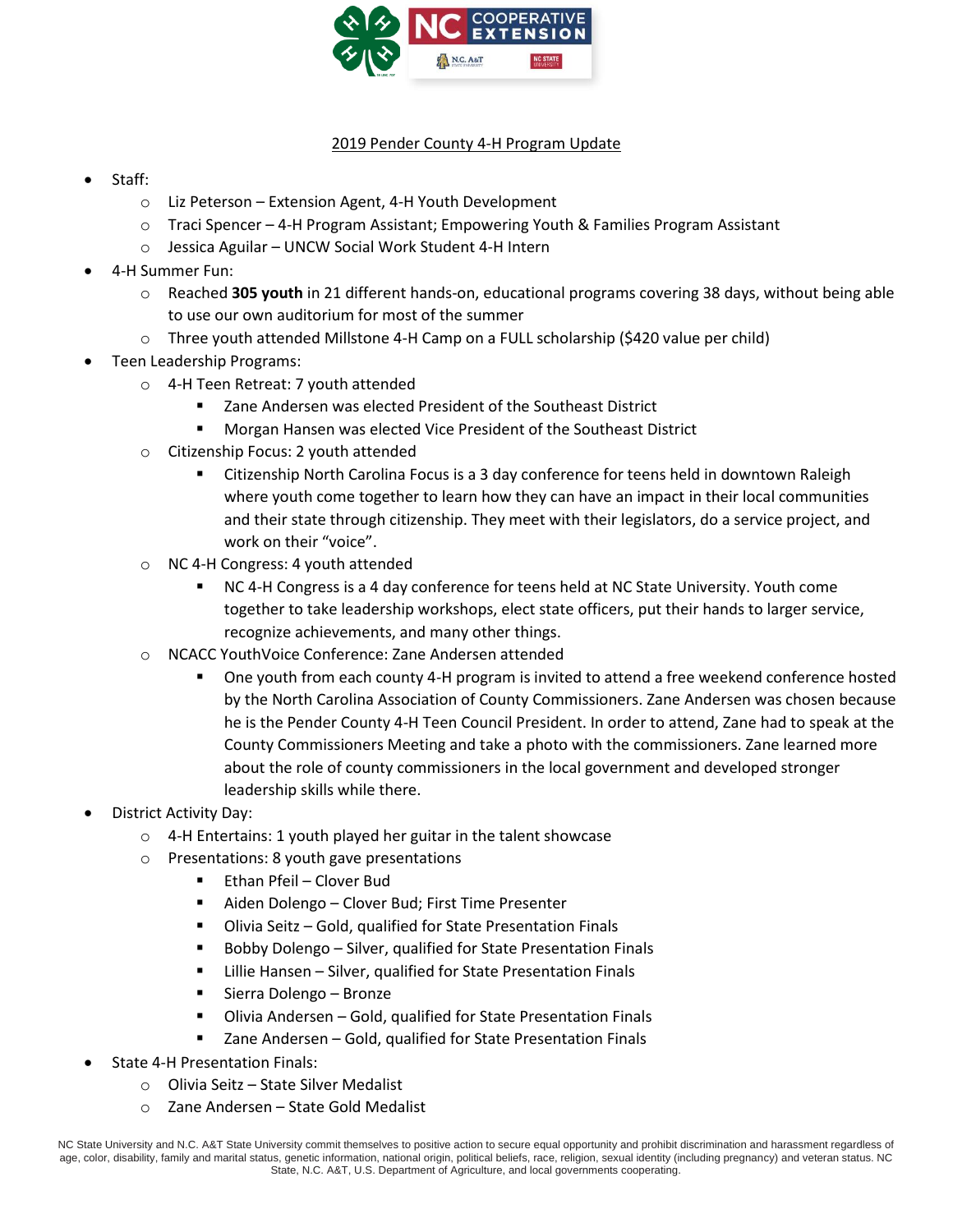## 2019 Pender County 4-H Program Update

- Staff:
  - Liz Peterson – Extension Agent, 4-H Youth Development
  - Traci Spencer – 4-H Program Assistant; Empowering Youth & Families Program Assistant
  - Jessica Aguilar – UNCW Social Work Student 4-H Intern
- 4-H Summer Fun:
  - Reached **305 youth** in 21 different hands-on, educational programs covering 38 days, without being able to use our own auditorium for most of the summer
  - Three youth attended Millstone 4-H Camp on a FULL scholarship ($420 value per child)
- Teen Leadership Programs:
  - 4-H Teen Retreat: 7 youth attended
    - Zane Andersen was elected President of the Southeast District
    - Morgan Hansen was elected Vice President of the Southeast District
  - Citizenship Focus: 2 youth attended
    - Citizenship North Carolina Focus is a 3 day conference for teens held in downtown Raleigh where youth come together to learn how they can have an impact in their local communities and their state through citizenship. They meet with their legislators, do a service project, and work on their "voice".
  - NC 4-H Congress: 4 youth attended
    - NC 4-H Congress is a 4 day conference for teens held at NC State University. Youth come together to take leadership workshops, elect state officers, put their hands to larger service, recognize achievements, and many other things.
  - NCACC YouthVoice Conference: Zane Andersen attended
    - One youth from each county 4-H program is invited to attend a free weekend conference hosted by the North Carolina Association of County Commissioners. Zane Andersen was chosen because he is the Pender County 4-H Teen Council President. In order to attend, Zane had to speak at the County Commissioners Meeting and take a photo with the commissioners. Zane learned more about the role of county commissioners in the local government and developed stronger leadership skills while there.
- District Activity Day:
  - 4-H Entertains: 1 youth played her guitar in the talent showcase
  - Presentations: 8 youth gave presentations
    - Ethan Pfeil – Clover Bud
    - Aiden Dolengo – Clover Bud; First Time Presenter
    - Olivia Seitz – Gold, qualified for State Presentation Finals
    - Bobby Dolengo – Silver, qualified for State Presentation Finals
    - Lillie Hansen – Silver, qualified for State Presentation Finals
    - Sierra Dolengo – Bronze
    - Olivia Andersen – Gold, qualified for State Presentation Finals
    - Zane Andersen – Gold, qualified for State Presentation Finals
- State 4-H Presentation Finals:
  - Olivia Seitz – State Silver Medalist
  - Zane Andersen – State Gold Medalist

NC State University and N.C. A&T State University commit themselves to positive action to secure equal opportunity and prohibit discrimination and harassment regardless of age, color, disability, family and marital status, genetic information, national origin, political beliefs, race, religion, sexual identity (including pregnancy) and veteran status. NC State, N.C. A&T, U.S. Department of Agriculture, and local governments cooperating.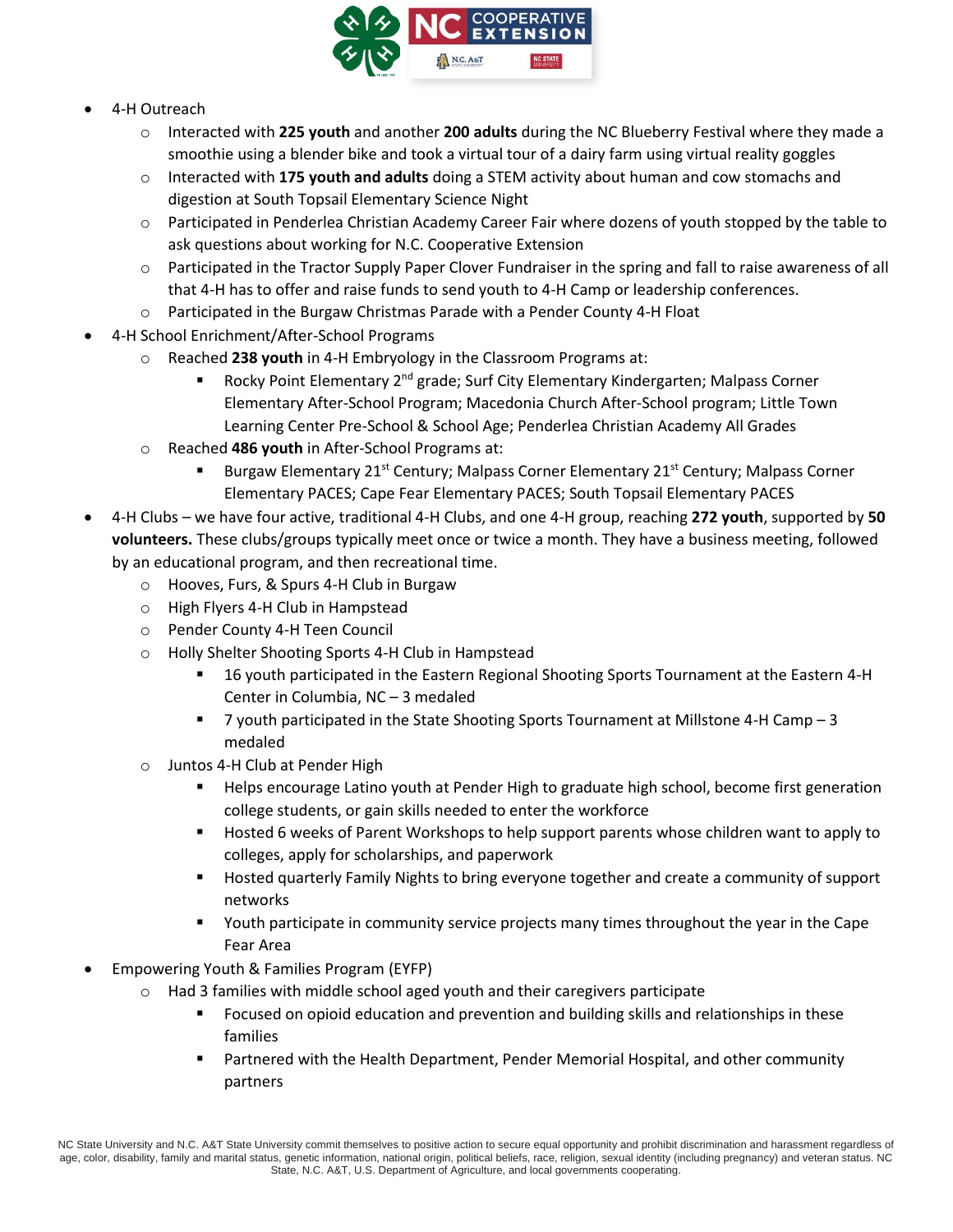- 4-H Outreach
  - Interacted with **225 youth** and another **200 adults** during the NC Blueberry Festival where they made a smoothie using a blender bike and took a virtual tour of a dairy farm using virtual reality goggles
  - Interacted with **175 youth and adults** doing a STEM activity about human and cow stomachs and digestion at South Topsail Elementary Science Night
  - Participated in Penderlea Christian Academy Career Fair where dozens of youth stopped by the table to ask questions about working for N.C. Cooperative Extension
  - Participated in the Tractor Supply Paper Clover Fundraiser in the spring and fall to raise awareness of all that 4-H has to offer and raise funds to send youth to 4-H Camp or leadership conferences.
  - Participated in the Burgaw Christmas Parade with a Pender County 4-H Float
- 4-H School Enrichment/After-School Programs
  - Reached **238 youth** in 4-H Embryology in the Classroom Programs at:
    - Rocky Point Elementary 2nd grade; Surf City Elementary Kindergarten; Malpass Corner Elementary After-School Program; Macedonia Church After-School program; Little Town Learning Center Pre-School & School Age; Penderlea Christian Academy All Grades
  - Reached **486 youth** in After-School Programs at:
    - Burgaw Elementary 21st Century; Malpass Corner Elementary 21st Century; Malpass Corner Elementary PACES; Cape Fear Elementary PACES; South Topsail Elementary PACES
- 4-H Clubs – we have four active, traditional 4-H Clubs, and one 4-H group, reaching **272 youth**, supported by **50 volunteers.** These clubs/groups typically meet once or twice a month. They have a business meeting, followed by an educational program, and then recreational time.
  - Hooves, Furs, & Spurs 4-H Club in Burgaw
  - High Flyers 4-H Club in Hampstead
  - Pender County 4-H Teen Council
  - Holly Shelter Shooting Sports 4-H Club in Hampstead
    - 16 youth participated in the Eastern Regional Shooting Sports Tournament at the Eastern 4-H Center in Columbia, NC – 3 medaled
    - 7 youth participated in the State Shooting Sports Tournament at Millstone 4-H Camp – 3 medaled
  - Juntos 4-H Club at Pender High
    - Helps encourage Latino youth at Pender High to graduate high school, become first generation college students, or gain skills needed to enter the workforce
    - Hosted 6 weeks of Parent Workshops to help support parents whose children want to apply to colleges, apply for scholarships, and paperwork
    - Hosted quarterly Family Nights to bring everyone together and create a community of support networks
    - Youth participate in community service projects many times throughout the year in the Cape Fear Area
- Empowering Youth & Families Program (EYFP)
  - Had 3 families with middle school aged youth and their caregivers participate
    - Focused on opioid education and prevention and building skills and relationships in these families
    - Partnered with the Health Department, Pender Memorial Hospital, and other community partners

NC State University and N.C. A&T State University commit themselves to positive action to secure equal opportunity and prohibit discrimination and harassment regardless of age, color, disability, family and marital status, genetic information, national origin, political beliefs, race, religion, sexual identity (including pregnancy) and veteran status. NC State, N.C. A&T, U.S. Department of Agriculture, and local governments cooperating.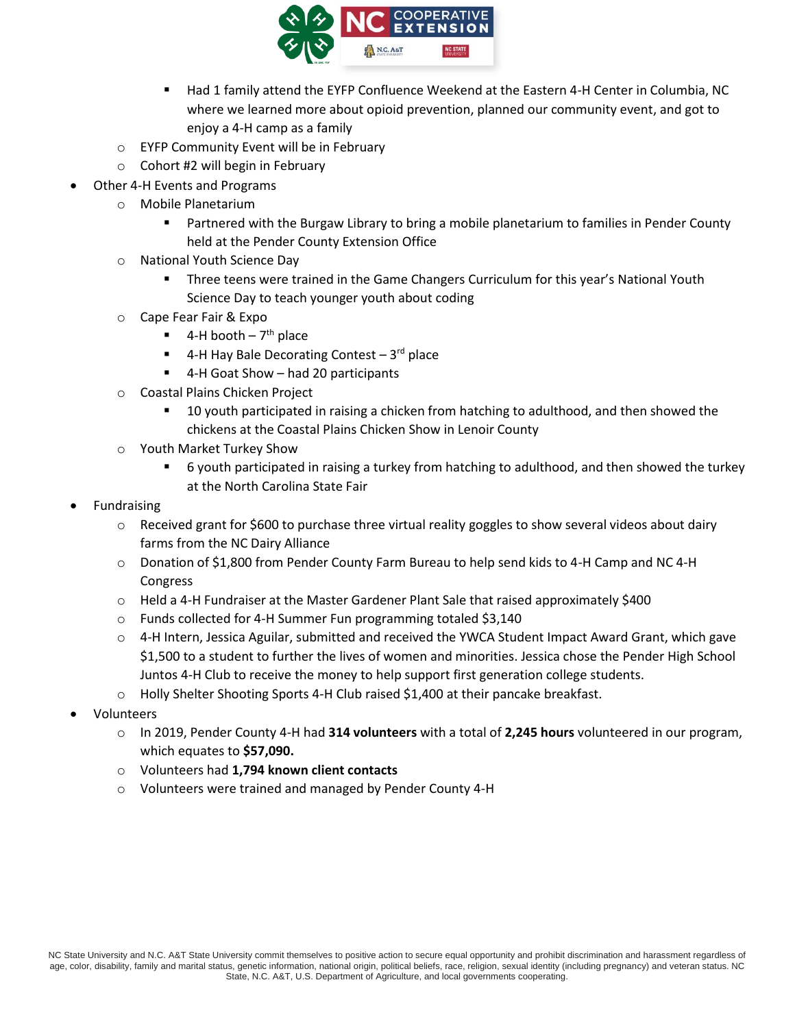- Had 1 family attend the EYFP Confluence Weekend at the Eastern 4-H Center in Columbia, NC where we learned more about opioid prevention, planned our community event, and got to enjoy a 4-H camp as a family
  - EYFP Community Event will be in February
  - Cohort #2 will begin in February
- Other 4-H Events and Programs
  - Mobile Planetarium
    - Partnered with the Burgaw Library to bring a mobile planetarium to families in Pender County held at the Pender County Extension Office
  - National Youth Science Day
    - Three teens were trained in the Game Changers Curriculum for this year's National Youth Science Day to teach younger youth about coding
  - Cape Fear Fair & Expo
    - 4-H booth – 7th place
    - 4-H Hay Bale Decorating Contest – 3rd place
    - 4-H Goat Show – had 20 participants
  - Coastal Plains Chicken Project
    - 10 youth participated in raising a chicken from hatching to adulthood, and then showed the chickens at the Coastal Plains Chicken Show in Lenoir County
  - Youth Market Turkey Show
    - 6 youth participated in raising a turkey from hatching to adulthood, and then showed the turkey at the North Carolina State Fair
- Fundraising
  - Received grant for $600 to purchase three virtual reality goggles to show several videos about dairy farms from the NC Dairy Alliance
  - Donation of $1,800 from Pender County Farm Bureau to help send kids to 4-H Camp and NC 4-H Congress
  - Held a 4-H Fundraiser at the Master Gardener Plant Sale that raised approximately $400
  - Funds collected for 4-H Summer Fun programming totaled $3,140
  - 4-H Intern, Jessica Aguilar, submitted and received the YWCA Student Impact Award Grant, which gave $1,500 to a student to further the lives of women and minorities. Jessica chose the Pender High School Juntos 4-H Club to receive the money to help support first generation college students.
  - Holly Shelter Shooting Sports 4-H Club raised $1,400 at their pancake breakfast.
- Volunteers
  - In 2019, Pender County 4-H had **314 volunteers** with a total of **2,245 hours** volunteered in our program, which equates to **$57,090.**
  - Volunteers had **1,794 known client contacts**
  - Volunteers were trained and managed by Pender County 4-H

NC State University and N.C. A&T State University commit themselves to positive action to secure equal opportunity and prohibit discrimination and harassment regardless of age, color, disability, family and marital status, genetic information, national origin, political beliefs, race, religion, sexual identity (including pregnancy) and veteran status. NC State, N.C. A&T, U.S. Department of Agriculture, and local governments cooperating.